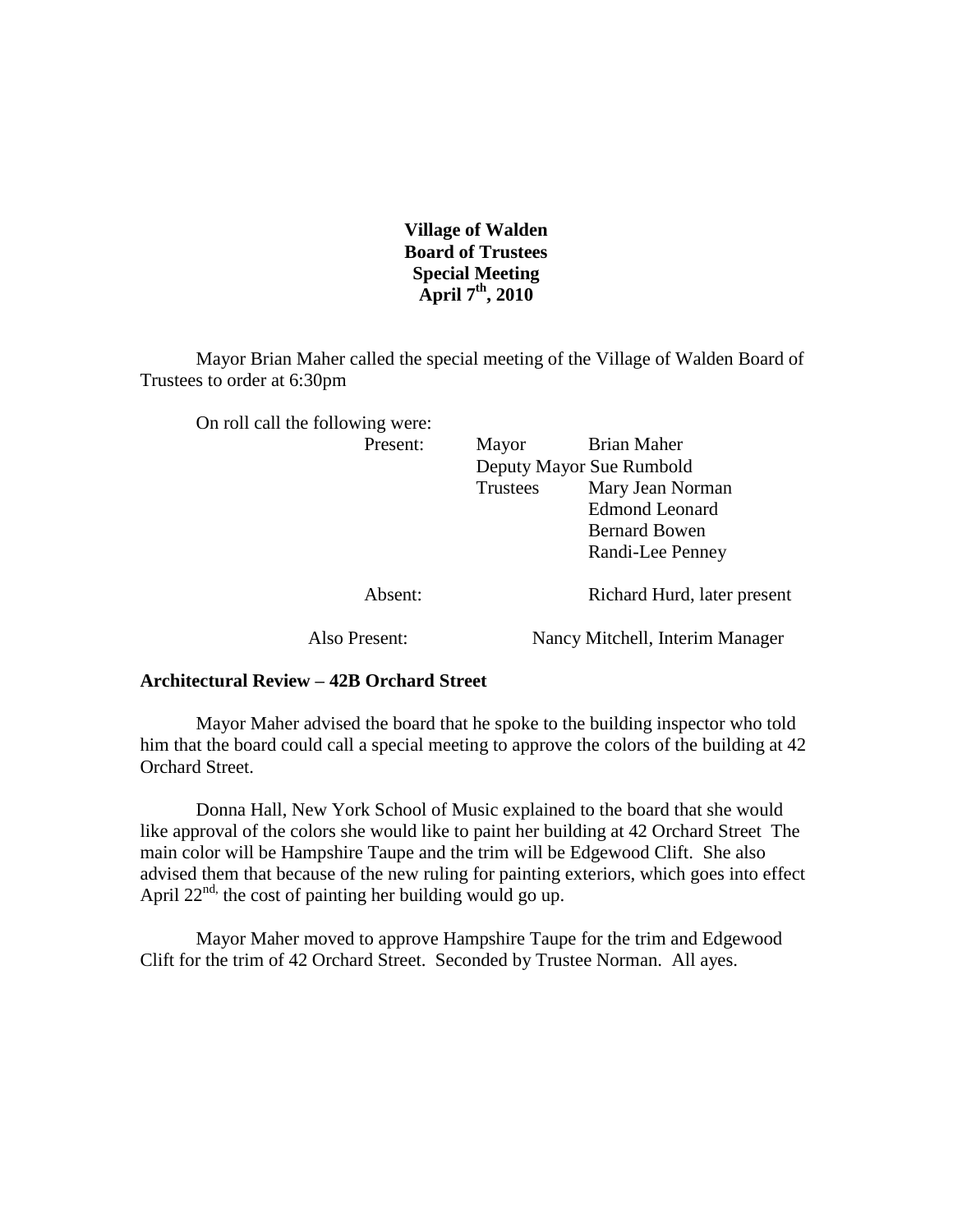**Village of Walden**
**Board of Trustees**
**Special Meeting**
**April 7th, 2010**

Mayor Brian Maher called the special meeting of the Village of Walden Board of Trustees to order at 6:30pm

On roll call the following were:

| | | |
|---|---|---|
| Present: | Mayor | Brian Maher |
| | Deputy Mayor Sue Rumbold | |
| | Trustees | Mary Jean Norman |
| | | Edmond Leonard |
| | | Bernard Bowen |
| | | Randi-Lee Penney |
| Absent: | | Richard Hurd, later present |
| Also Present: | Nancy Mitchell, Interim Manager | |

**Architectural Review – 42B Orchard Street**

Mayor Maher advised the board that he spoke to the building inspector who told him that the board could call a special meeting to approve the colors of the building at 42 Orchard Street.

Donna Hall, New York School of Music explained to the board that she would like approval of the colors she would like to paint her building at 42 Orchard Street The main color will be Hampshire Taupe and the trim will be Edgewood Clift. She also advised them that because of the new ruling for painting exteriors, which goes into effect April 22nd, the cost of painting her building would go up.

Mayor Maher moved to approve Hampshire Taupe for the trim and Edgewood Clift for the trim of 42 Orchard Street. Seconded by Trustee Norman. All ayes.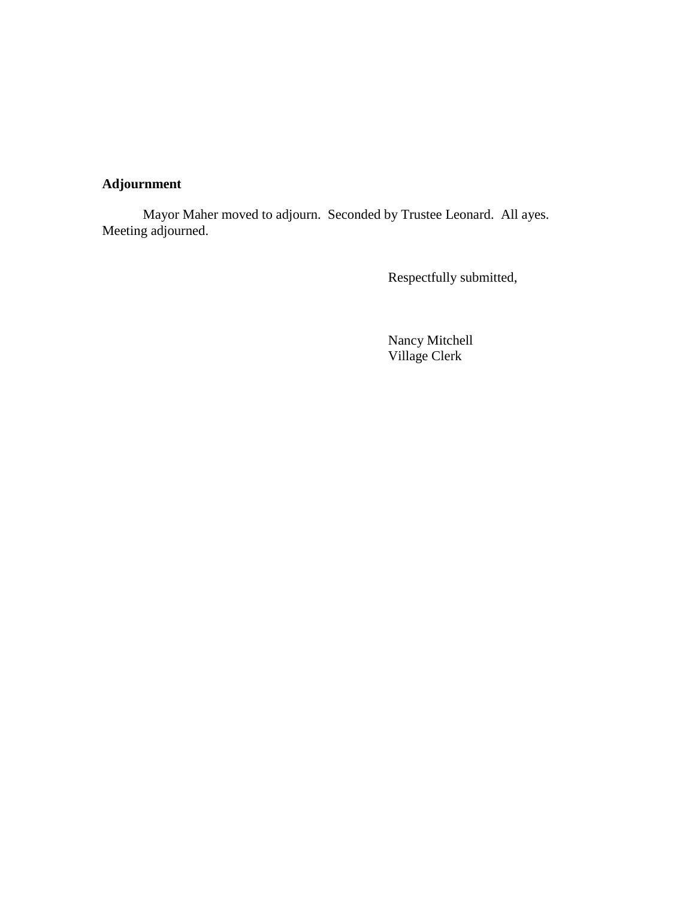**Adjournment**

Mayor Maher moved to adjourn. Seconded by Trustee Leonard. All ayes. Meeting adjourned.

Respectfully submitted,

Nancy Mitchell
Village Clerk